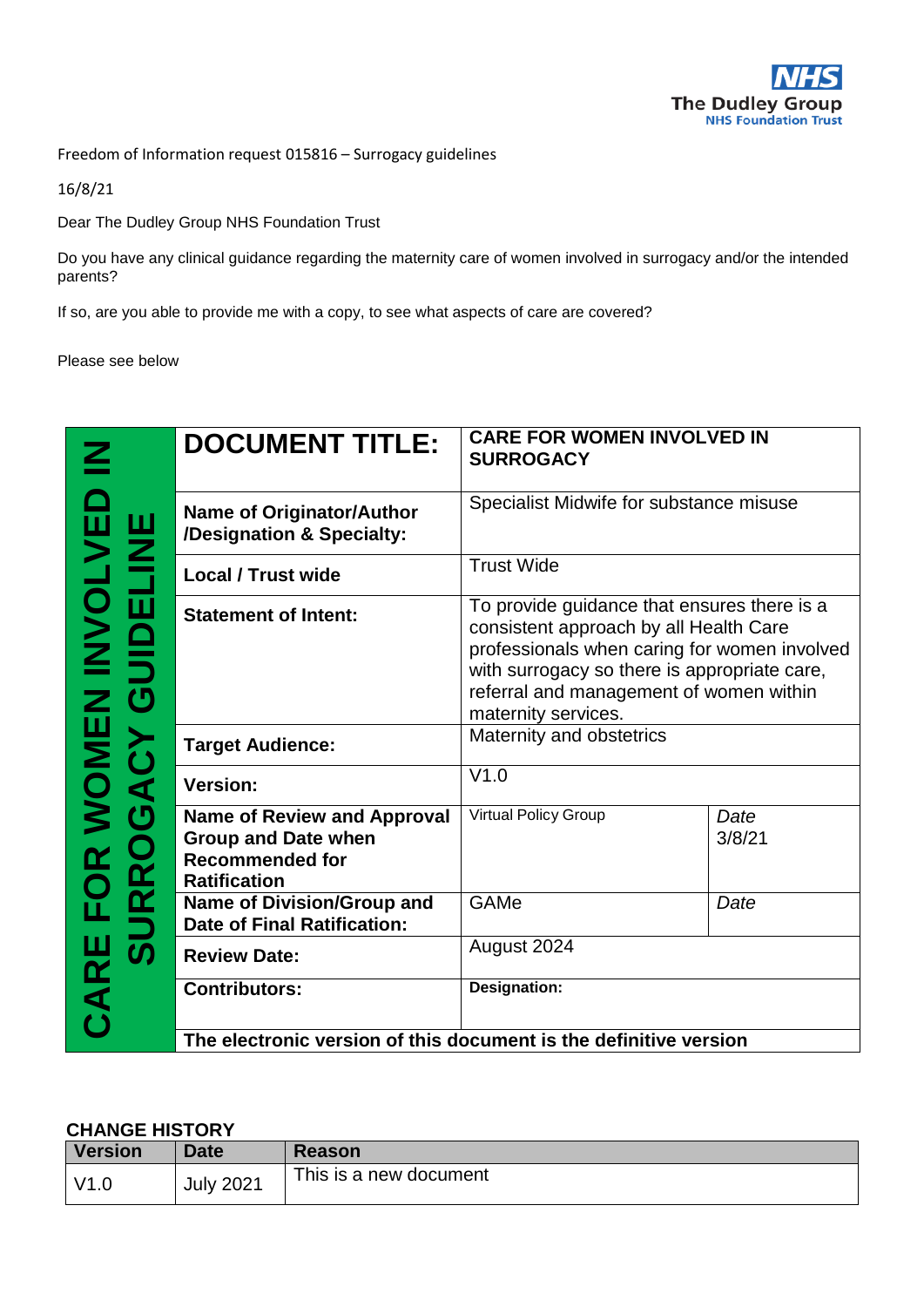Freedom of Information request 015816 – Surrogacy guidelines

16/8/21

Dear The Dudley Group NHS Foundation Trust

Do you have any clinical guidance regarding the maternity care of women involved in surrogacy and/or the intended parents?

If so, are you able to provide me with a copy, to see what aspects of care are covered?

Please see below

**CARE FOR WOMEN INVOLVED IN SURROGACY GUIDELINE**

| **DOCUMENT TITLE:** | **CARE FOR WOMEN INVOLVED IN SURROGACY** | |
|---|---|---|
| **Name of Originator/Author /Designation & Specialty:** | Specialist Midwife for substance misuse | |
| **Local / Trust wide** | Trust Wide | |
| **Statement of Intent:** | To provide guidance that ensures there is a consistent approach by all Health Care professionals when caring for women involved with surrogacy so there is appropriate care, referral and management of women within maternity services. | |
| **Target Audience:** | Maternity and obstetrics | |
| **Version:** | V1.0 | |
| **Name of Review and Approval Group and Date when Recommended for Ratification** | Virtual Policy Group | *Date* 3/8/21 |
| **Name of Division/Group and Date of Final Ratification:** | GAMe | *Date* |
| **Review Date:** | August 2024 | |
| **Contributors:** | **Designation:** | |
| **The electronic version of this document is the definitive version** | | |

**CHANGE HISTORY**

| Version | Date | Reason |
|---|---|---|
| V1.0 | July 2021 | This is a new document |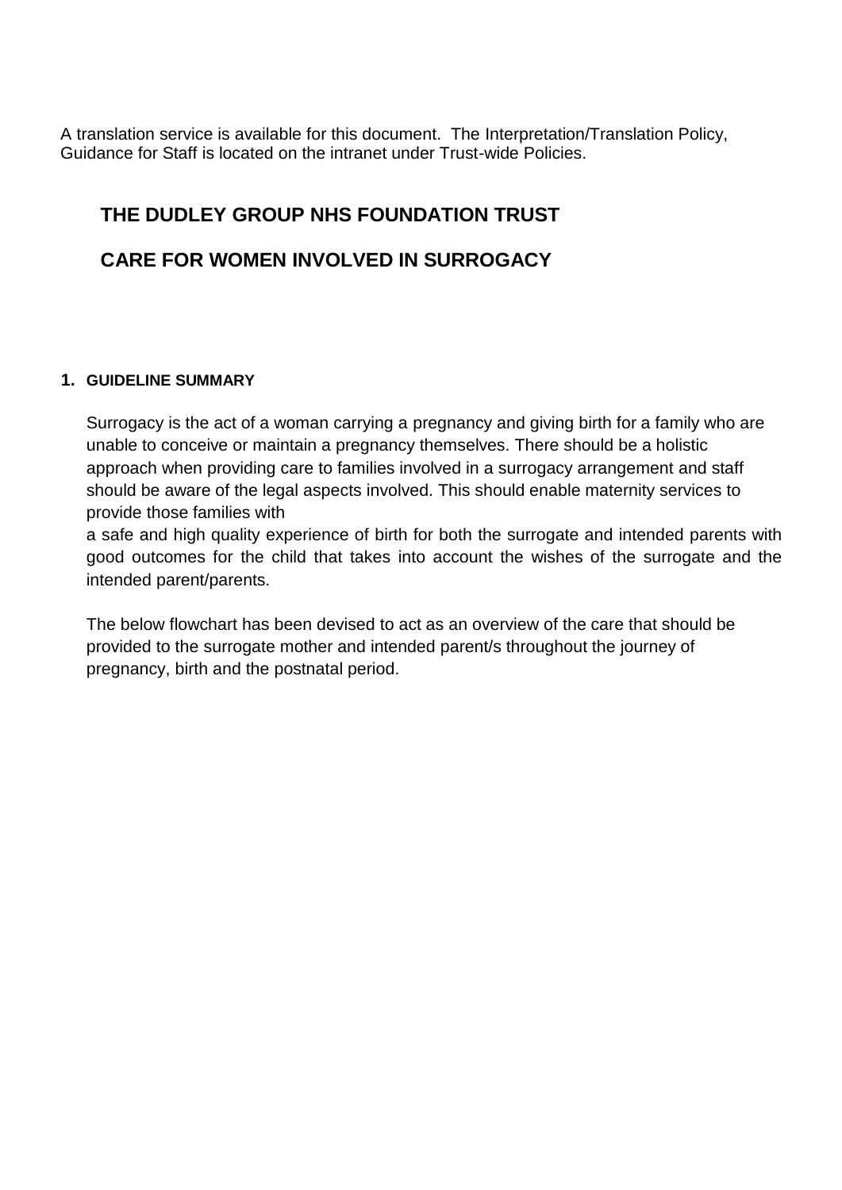A translation service is available for this document. The Interpretation/Translation Policy, Guidance for Staff is located on the intranet under Trust-wide Policies.

# THE DUDLEY GROUP NHS FOUNDATION TRUST

# CARE FOR WOMEN INVOLVED IN SURROGACY

## 1. GUIDELINE SUMMARY

Surrogacy is the act of a woman carrying a pregnancy and giving birth for a family who are unable to conceive or maintain a pregnancy themselves. There should be a holistic approach when providing care to families involved in a surrogacy arrangement and staff should be aware of the legal aspects involved. This should enable maternity services to provide those families with a safe and high quality experience of birth for both the surrogate and intended parents with good outcomes for the child that takes into account the wishes of the surrogate and the intended parent/parents.

The below flowchart has been devised to act as an overview of the care that should be provided to the surrogate mother and intended parent/s throughout the journey of pregnancy, birth and the postnatal period.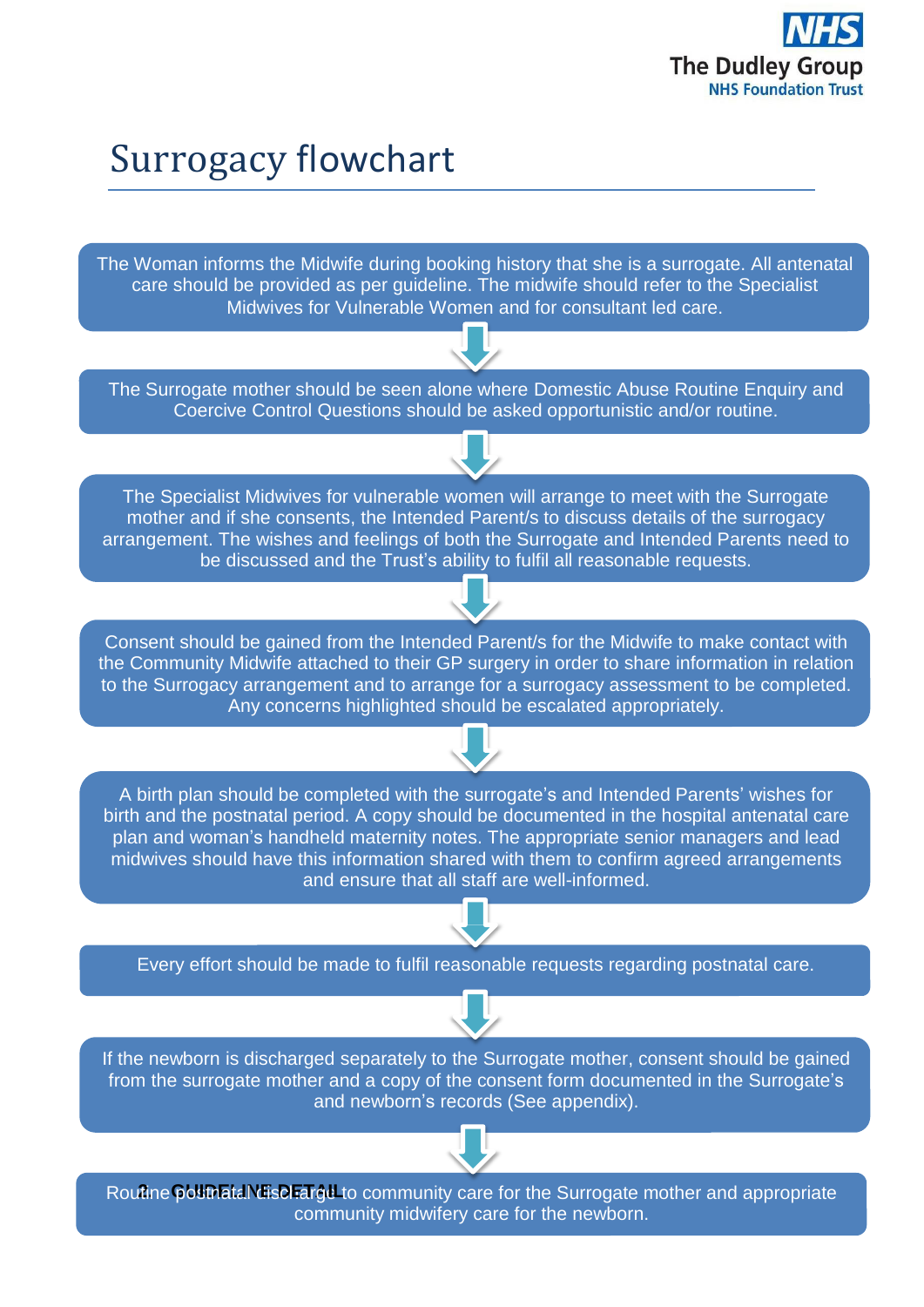# Surrogacy flowchart

The Woman informs the Midwife during booking history that she is a surrogate. All antenatal care should be provided as per guideline. The midwife should refer to the Specialist Midwives for Vulnerable Women and for consultant led care.

↓

The Surrogate mother should be seen alone where Domestic Abuse Routine Enquiry and Coercive Control Questions should be asked opportunistic and/or routine.

↓

The Specialist Midwives for vulnerable women will arrange to meet with the Surrogate mother and if she consents, the Intended Parent/s to discuss details of the surrogacy arrangement. The wishes and feelings of both the Surrogate and Intended Parents need to be discussed and the Trust's ability to fulfil all reasonable requests.

↓

Consent should be gained from the Intended Parent/s for the Midwife to make contact with the Community Midwife attached to their GP surgery in order to share information in relation to the Surrogacy arrangement and to arrange for a surrogacy assessment to be completed. Any concerns highlighted should be escalated appropriately.

↓

A birth plan should be completed with the surrogate's and Intended Parents' wishes for birth and the postnatal period. A copy should be documented in the hospital antenatal care plan and woman's handheld maternity notes. The appropriate senior managers and lead midwives should have this information shared with them to confirm agreed arrangements and ensure that all staff are well-informed.

↓

Every effort should be made to fulfil reasonable requests regarding postnatal care.

↓

If the newborn is discharged separately to the Surrogate mother, consent should be gained from the surrogate mother and a copy of the consent form documented in the Surrogate's and newborn's records (See appendix).

↓

Routine postnatal discharge to community care for the Surrogate mother and appropriate community midwifery care for the newborn.

**2. GUIDELINE DETAIL**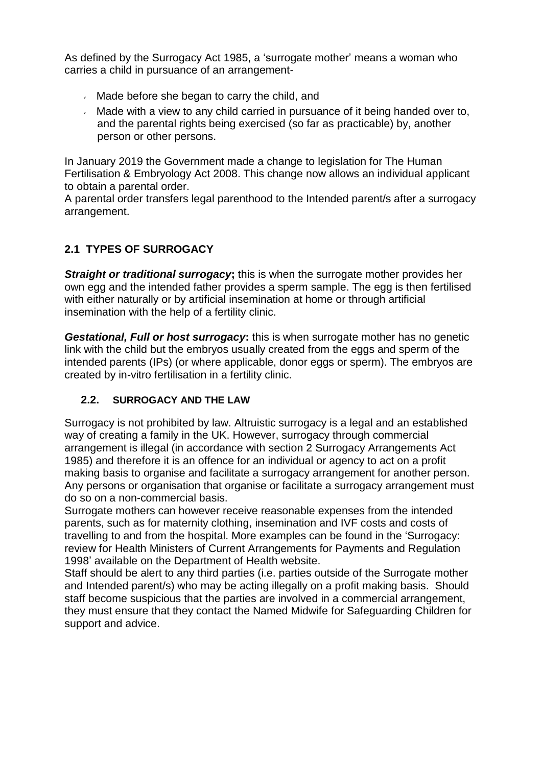As defined by the Surrogacy Act 1985, a 'surrogate mother' means a woman who carries a child in pursuance of an arrangement-

- Made before she began to carry the child, and
- Made with a view to any child carried in pursuance of it being handed over to, and the parental rights being exercised (so far as practicable) by, another person or other persons.

In January 2019 the Government made a change to legislation for The Human Fertilisation & Embryology Act 2008. This change now allows an individual applicant to obtain a parental order.
A parental order transfers legal parenthood to the Intended parent/s after a surrogacy arrangement.

## 2.1 TYPES OF SURROGACY

***Straight or traditional surrogacy*;** this is when the surrogate mother provides her own egg and the intended father provides a sperm sample. The egg is then fertilised with either naturally or by artificial insemination at home or through artificial insemination with the help of a fertility clinic.

***Gestational, Full or host surrogacy*:** this is when surrogate mother has no genetic link with the child but the embryos usually created from the eggs and sperm of the intended parents (IPs) (or where applicable, donor eggs or sperm). The embryos are created by in-vitro fertilisation in a fertility clinic.

### 2.2. SURROGACY AND THE LAW

Surrogacy is not prohibited by law. Altruistic surrogacy is a legal and an established way of creating a family in the UK. However, surrogacy through commercial arrangement is illegal (in accordance with section 2 Surrogacy Arrangements Act 1985) and therefore it is an offence for an individual or agency to act on a profit making basis to organise and facilitate a surrogacy arrangement for another person. Any persons or organisation that organise or facilitate a surrogacy arrangement must do so on a non-commercial basis.
Surrogate mothers can however receive reasonable expenses from the intended parents, such as for maternity clothing, insemination and IVF costs and costs of travelling to and from the hospital. More examples can be found in the 'Surrogacy: review for Health Ministers of Current Arrangements for Payments and Regulation 1998' available on the Department of Health website.
Staff should be alert to any third parties (i.e. parties outside of the Surrogate mother and Intended parent/s) who may be acting illegally on a profit making basis. Should staff become suspicious that the parties are involved in a commercial arrangement, they must ensure that they contact the Named Midwife for Safeguarding Children for support and advice.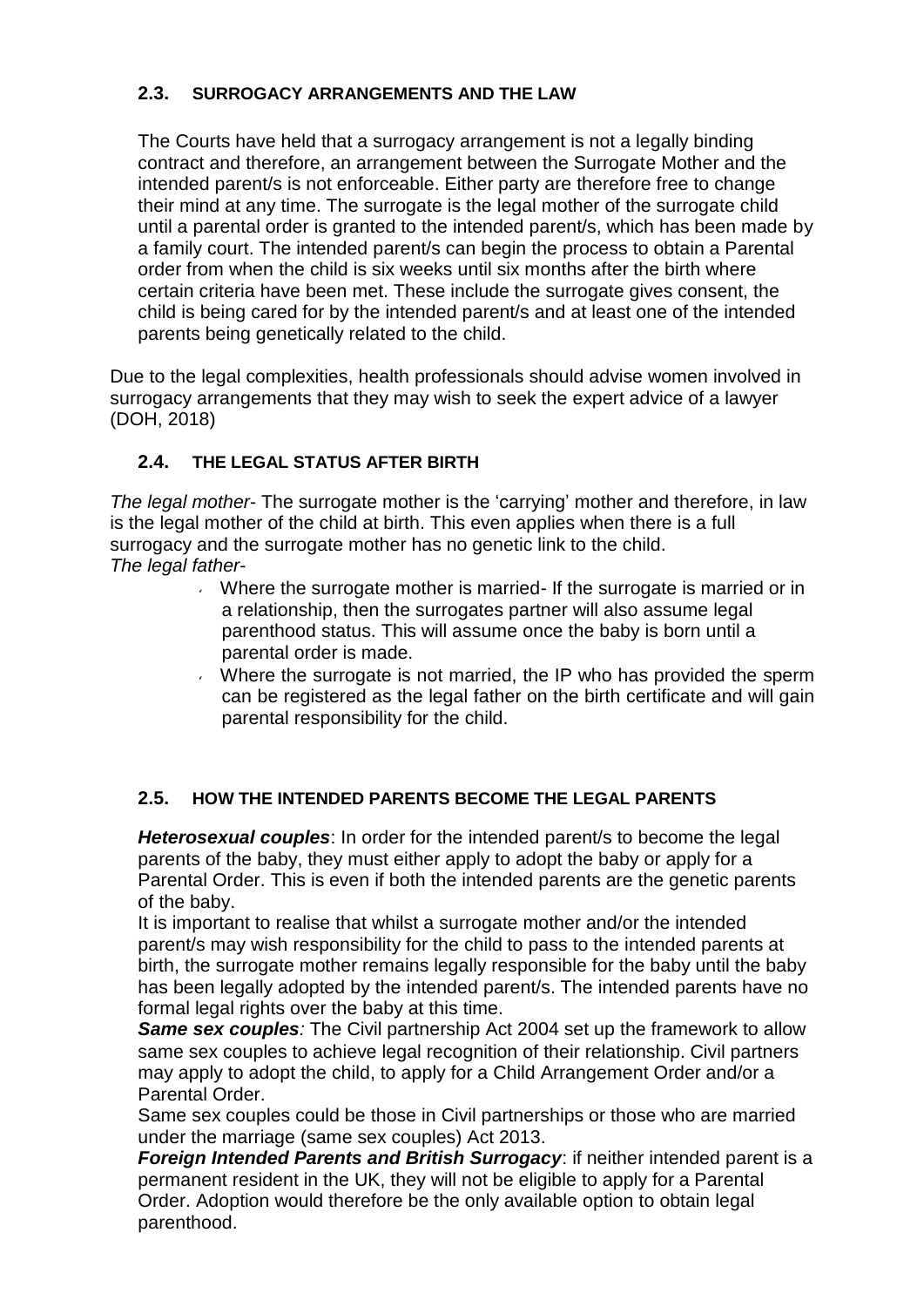## 2.3. SURROGACY ARRANGEMENTS AND THE LAW

The Courts have held that a surrogacy arrangement is not a legally binding contract and therefore, an arrangement between the Surrogate Mother and the intended parent/s is not enforceable. Either party are therefore free to change their mind at any time. The surrogate is the legal mother of the surrogate child until a parental order is granted to the intended parent/s, which has been made by a family court. The intended parent/s can begin the process to obtain a Parental order from when the child is six weeks until six months after the birth where certain criteria have been met. These include the surrogate gives consent, the child is being cared for by the intended parent/s and at least one of the intended parents being genetically related to the child.

Due to the legal complexities, health professionals should advise women involved in surrogacy arrangements that they may wish to seek the expert advice of a lawyer (DOH, 2018)

## 2.4. THE LEGAL STATUS AFTER BIRTH

*The legal mother*- The surrogate mother is the 'carrying' mother and therefore, in law is the legal mother of the child at birth. This even applies when there is a full surrogacy and the surrogate mother has no genetic link to the child.
*The legal father*-

- Where the surrogate mother is married- If the surrogate is married or in a relationship, then the surrogates partner will also assume legal parenthood status. This will assume once the baby is born until a parental order is made.
- Where the surrogate is not married, the IP who has provided the sperm can be registered as the legal father on the birth certificate and will gain parental responsibility for the child.

## 2.5. HOW THE INTENDED PARENTS BECOME THE LEGAL PARENTS

***Heterosexual couples***: In order for the intended parent/s to become the legal parents of the baby, they must either apply to adopt the baby or apply for a Parental Order. This is even if both the intended parents are the genetic parents of the baby.

It is important to realise that whilst a surrogate mother and/or the intended parent/s may wish responsibility for the child to pass to the intended parents at birth, the surrogate mother remains legally responsible for the baby until the baby has been legally adopted by the intended parent/s. The intended parents have no formal legal rights over the baby at this time.

***Same sex couples****:* The Civil partnership Act 2004 set up the framework to allow same sex couples to achieve legal recognition of their relationship. Civil partners may apply to adopt the child, to apply for a Child Arrangement Order and/or a Parental Order.

Same sex couples could be those in Civil partnerships or those who are married under the marriage (same sex couples) Act 2013.

***Foreign Intended Parents and British Surrogacy***: if neither intended parent is a permanent resident in the UK, they will not be eligible to apply for a Parental Order. Adoption would therefore be the only available option to obtain legal parenthood.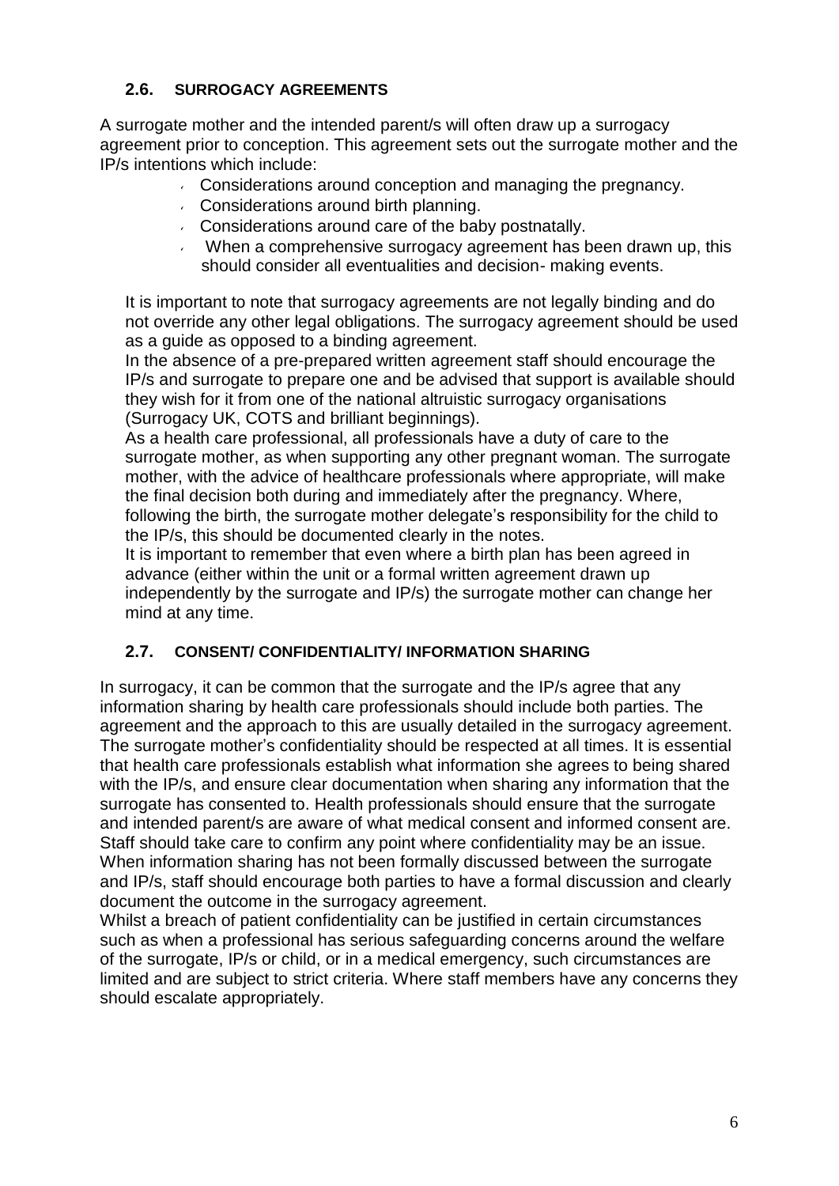## 2.6. SURROGACY AGREEMENTS

A surrogate mother and the intended parent/s will often draw up a surrogacy agreement prior to conception. This agreement sets out the surrogate mother and the IP/s intentions which include:

- Considerations around conception and managing the pregnancy.
- Considerations around birth planning.
- Considerations around care of the baby postnatally.
- When a comprehensive surrogacy agreement has been drawn up, this should consider all eventualities and decision- making events.

It is important to note that surrogacy agreements are not legally binding and do not override any other legal obligations. The surrogacy agreement should be used as a guide as opposed to a binding agreement.

In the absence of a pre-prepared written agreement staff should encourage the IP/s and surrogate to prepare one and be advised that support is available should they wish for it from one of the national altruistic surrogacy organisations (Surrogacy UK, COTS and brilliant beginnings).

As a health care professional, all professionals have a duty of care to the surrogate mother, as when supporting any other pregnant woman. The surrogate mother, with the advice of healthcare professionals where appropriate, will make the final decision both during and immediately after the pregnancy. Where, following the birth, the surrogate mother delegate's responsibility for the child to the IP/s, this should be documented clearly in the notes.

It is important to remember that even where a birth plan has been agreed in advance (either within the unit or a formal written agreement drawn up independently by the surrogate and IP/s) the surrogate mother can change her mind at any time.

## 2.7. CONSENT/ CONFIDENTIALITY/ INFORMATION SHARING

In surrogacy, it can be common that the surrogate and the IP/s agree that any information sharing by health care professionals should include both parties. The agreement and the approach to this are usually detailed in the surrogacy agreement. The surrogate mother's confidentiality should be respected at all times. It is essential that health care professionals establish what information she agrees to being shared with the IP/s, and ensure clear documentation when sharing any information that the surrogate has consented to. Health professionals should ensure that the surrogate and intended parent/s are aware of what medical consent and informed consent are. Staff should take care to confirm any point where confidentiality may be an issue. When information sharing has not been formally discussed between the surrogate and IP/s, staff should encourage both parties to have a formal discussion and clearly document the outcome in the surrogacy agreement.

Whilst a breach of patient confidentiality can be justified in certain circumstances such as when a professional has serious safeguarding concerns around the welfare of the surrogate, IP/s or child, or in a medical emergency, such circumstances are limited and are subject to strict criteria. Where staff members have any concerns they should escalate appropriately.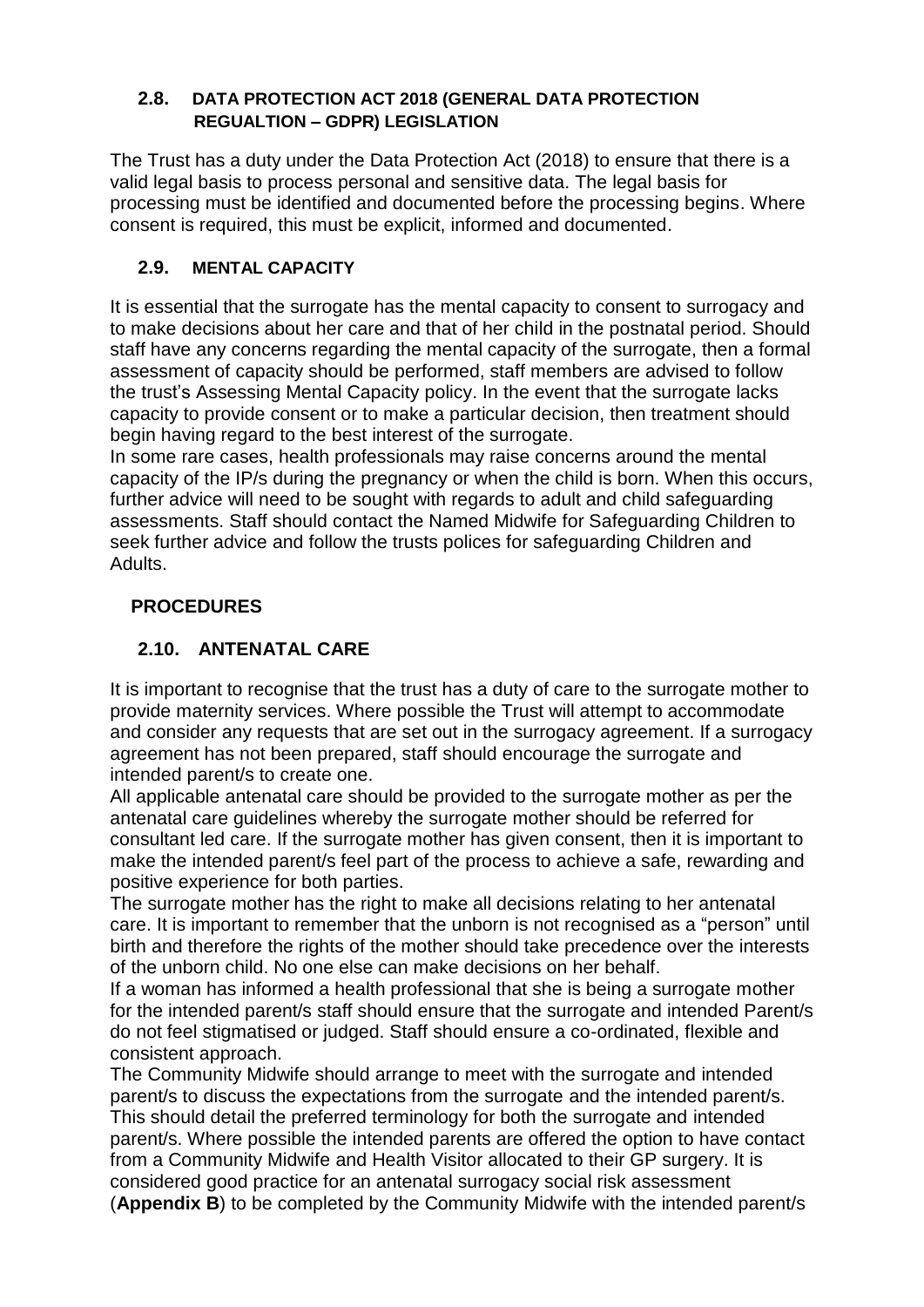## 2.8. DATA PROTECTION ACT 2018 (GENERAL DATA PROTECTION REGUALTION – GDPR) LEGISLATION

The Trust has a duty under the Data Protection Act (2018) to ensure that there is a valid legal basis to process personal and sensitive data. The legal basis for processing must be identified and documented before the processing begins. Where consent is required, this must be explicit, informed and documented.

## 2.9. MENTAL CAPACITY

It is essential that the surrogate has the mental capacity to consent to surrogacy and to make decisions about her care and that of her child in the postnatal period. Should staff have any concerns regarding the mental capacity of the surrogate, then a formal assessment of capacity should be performed, staff members are advised to follow the trust's Assessing Mental Capacity policy. In the event that the surrogate lacks capacity to provide consent or to make a particular decision, then treatment should begin having regard to the best interest of the surrogate.

In some rare cases, health professionals may raise concerns around the mental capacity of the IP/s during the pregnancy or when the child is born. When this occurs, further advice will need to be sought with regards to adult and child safeguarding assessments. Staff should contact the Named Midwife for Safeguarding Children to seek further advice and follow the trusts polices for safeguarding Children and Adults.

# PROCEDURES

## 2.10. ANTENATAL CARE

It is important to recognise that the trust has a duty of care to the surrogate mother to provide maternity services. Where possible the Trust will attempt to accommodate and consider any requests that are set out in the surrogacy agreement. If a surrogacy agreement has not been prepared, staff should encourage the surrogate and intended parent/s to create one.

All applicable antenatal care should be provided to the surrogate mother as per the antenatal care guidelines whereby the surrogate mother should be referred for consultant led care. If the surrogate mother has given consent, then it is important to make the intended parent/s feel part of the process to achieve a safe, rewarding and positive experience for both parties.

The surrogate mother has the right to make all decisions relating to her antenatal care. It is important to remember that the unborn is not recognised as a "person" until birth and therefore the rights of the mother should take precedence over the interests of the unborn child. No one else can make decisions on her behalf.

If a woman has informed a health professional that she is being a surrogate mother for the intended parent/s staff should ensure that the surrogate and intended Parent/s do not feel stigmatised or judged. Staff should ensure a co-ordinated, flexible and consistent approach.

The Community Midwife should arrange to meet with the surrogate and intended parent/s to discuss the expectations from the surrogate and the intended parent/s. This should detail the preferred terminology for both the surrogate and intended parent/s. Where possible the intended parents are offered the option to have contact from a Community Midwife and Health Visitor allocated to their GP surgery. It is considered good practice for an antenatal surrogacy social risk assessment (**Appendix B**) to be completed by the Community Midwife with the intended parent/s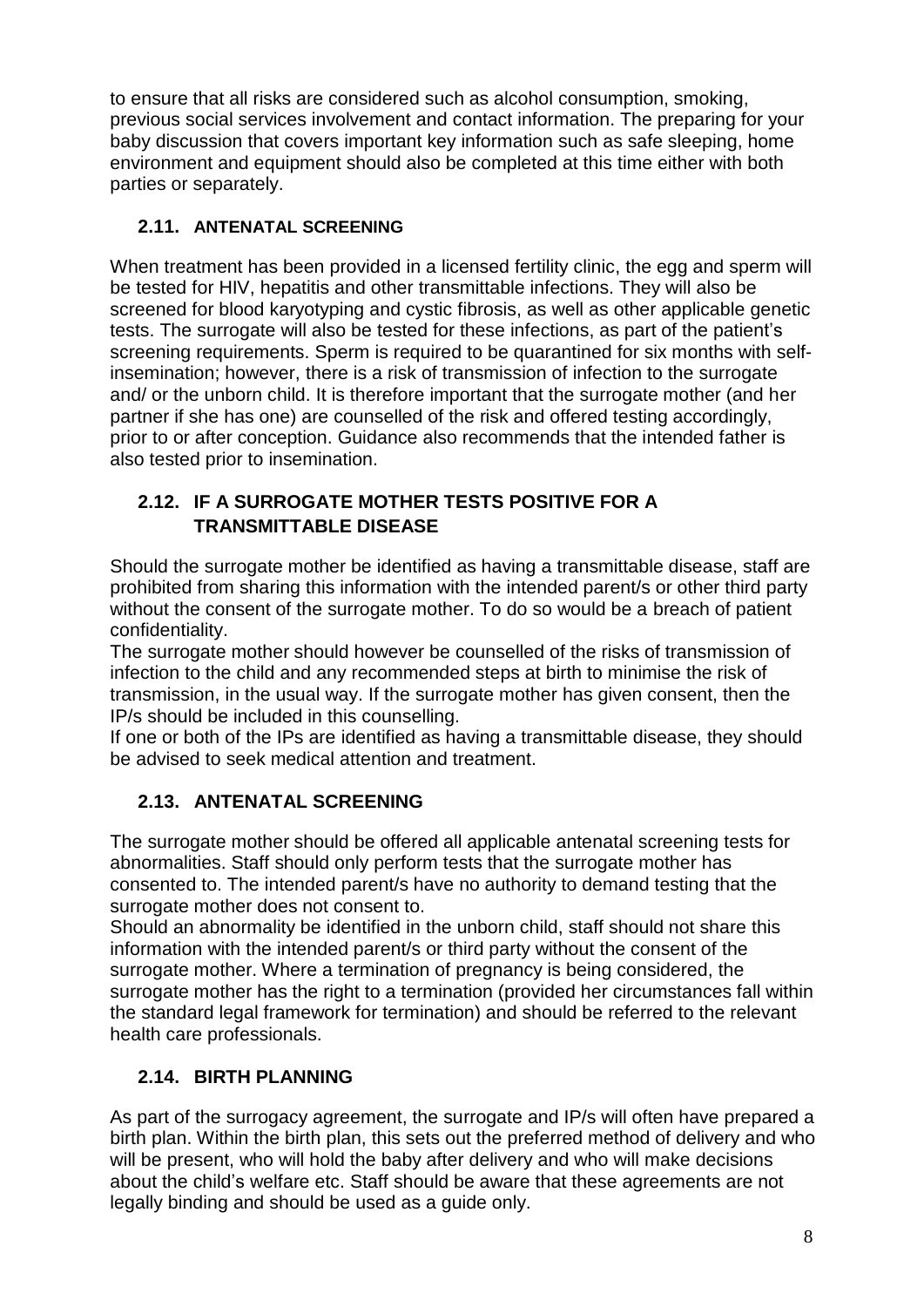to ensure that all risks are considered such as alcohol consumption, smoking, previous social services involvement and contact information. The preparing for your baby discussion that covers important key information such as safe sleeping, home environment and equipment should also be completed at this time either with both parties or separately.

### 2.11. ANTENATAL SCREENING

When treatment has been provided in a licensed fertility clinic, the egg and sperm will be tested for HIV, hepatitis and other transmittable infections. They will also be screened for blood karyotyping and cystic fibrosis, as well as other applicable genetic tests. The surrogate will also be tested for these infections, as part of the patient's screening requirements. Sperm is required to be quarantined for six months with self-insemination; however, there is a risk of transmission of infection to the surrogate and/ or the unborn child. It is therefore important that the surrogate mother (and her partner if she has one) are counselled of the risk and offered testing accordingly, prior to or after conception. Guidance also recommends that the intended father is also tested prior to insemination.

### 2.12. IF A SURROGATE MOTHER TESTS POSITIVE FOR A TRANSMITTABLE DISEASE

Should the surrogate mother be identified as having a transmittable disease, staff are prohibited from sharing this information with the intended parent/s or other third party without the consent of the surrogate mother. To do so would be a breach of patient confidentiality.

The surrogate mother should however be counselled of the risks of transmission of infection to the child and any recommended steps at birth to minimise the risk of transmission, in the usual way. If the surrogate mother has given consent, then the IP/s should be included in this counselling.

If one or both of the IPs are identified as having a transmittable disease, they should be advised to seek medical attention and treatment.

### 2.13. ANTENATAL SCREENING

The surrogate mother should be offered all applicable antenatal screening tests for abnormalities. Staff should only perform tests that the surrogate mother has consented to. The intended parent/s have no authority to demand testing that the surrogate mother does not consent to.

Should an abnormality be identified in the unborn child, staff should not share this information with the intended parent/s or third party without the consent of the surrogate mother. Where a termination of pregnancy is being considered, the surrogate mother has the right to a termination (provided her circumstances fall within the standard legal framework for termination) and should be referred to the relevant health care professionals.

### 2.14. BIRTH PLANNING

As part of the surrogacy agreement, the surrogate and IP/s will often have prepared a birth plan. Within the birth plan, this sets out the preferred method of delivery and who will be present, who will hold the baby after delivery and who will make decisions about the child's welfare etc. Staff should be aware that these agreements are not legally binding and should be used as a guide only.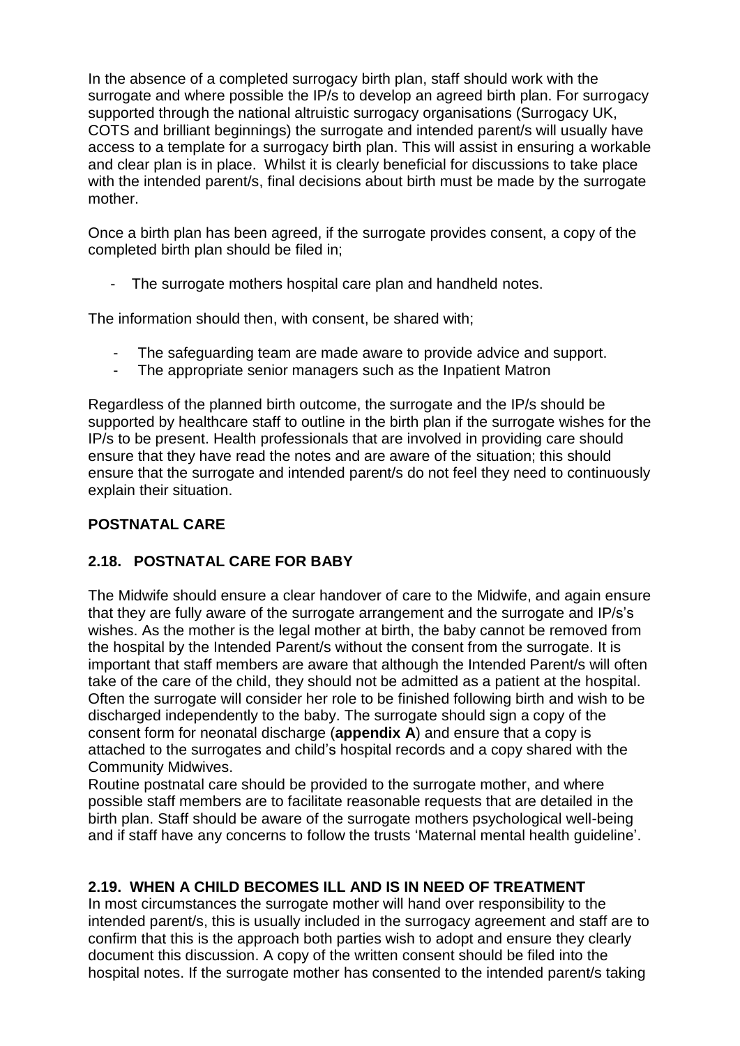In the absence of a completed surrogacy birth plan, staff should work with the surrogate and where possible the IP/s to develop an agreed birth plan. For surrogacy supported through the national altruistic surrogacy organisations (Surrogacy UK, COTS and brilliant beginnings) the surrogate and intended parent/s will usually have access to a template for a surrogacy birth plan. This will assist in ensuring a workable and clear plan is in place. Whilst it is clearly beneficial for discussions to take place with the intended parent/s, final decisions about birth must be made by the surrogate mother.

Once a birth plan has been agreed, if the surrogate provides consent, a copy of the completed birth plan should be filed in;

- The surrogate mothers hospital care plan and handheld notes.

The information should then, with consent, be shared with;

- The safeguarding team are made aware to provide advice and support.
- The appropriate senior managers such as the Inpatient Matron

Regardless of the planned birth outcome, the surrogate and the IP/s should be supported by healthcare staff to outline in the birth plan if the surrogate wishes for the IP/s to be present. Health professionals that are involved in providing care should ensure that they have read the notes and are aware of the situation; this should ensure that the surrogate and intended parent/s do not feel they need to continuously explain their situation.

## POSTNATAL CARE

### 2.18. POSTNATAL CARE FOR BABY

The Midwife should ensure a clear handover of care to the Midwife, and again ensure that they are fully aware of the surrogate arrangement and the surrogate and IP/s's wishes. As the mother is the legal mother at birth, the baby cannot be removed from the hospital by the Intended Parent/s without the consent from the surrogate. It is important that staff members are aware that although the Intended Parent/s will often take of the care of the child, they should not be admitted as a patient at the hospital. Often the surrogate will consider her role to be finished following birth and wish to be discharged independently to the baby. The surrogate should sign a copy of the consent form for neonatal discharge (**appendix A**) and ensure that a copy is attached to the surrogates and child's hospital records and a copy shared with the Community Midwives.
Routine postnatal care should be provided to the surrogate mother, and where possible staff members are to facilitate reasonable requests that are detailed in the birth plan. Staff should be aware of the surrogate mothers psychological well-being and if staff have any concerns to follow the trusts 'Maternal mental health guideline'.

### 2.19. WHEN A CHILD BECOMES ILL AND IS IN NEED OF TREATMENT

In most circumstances the surrogate mother will hand over responsibility to the intended parent/s, this is usually included in the surrogacy agreement and staff are to confirm that this is the approach both parties wish to adopt and ensure they clearly document this discussion. A copy of the written consent should be filed into the hospital notes. If the surrogate mother has consented to the intended parent/s taking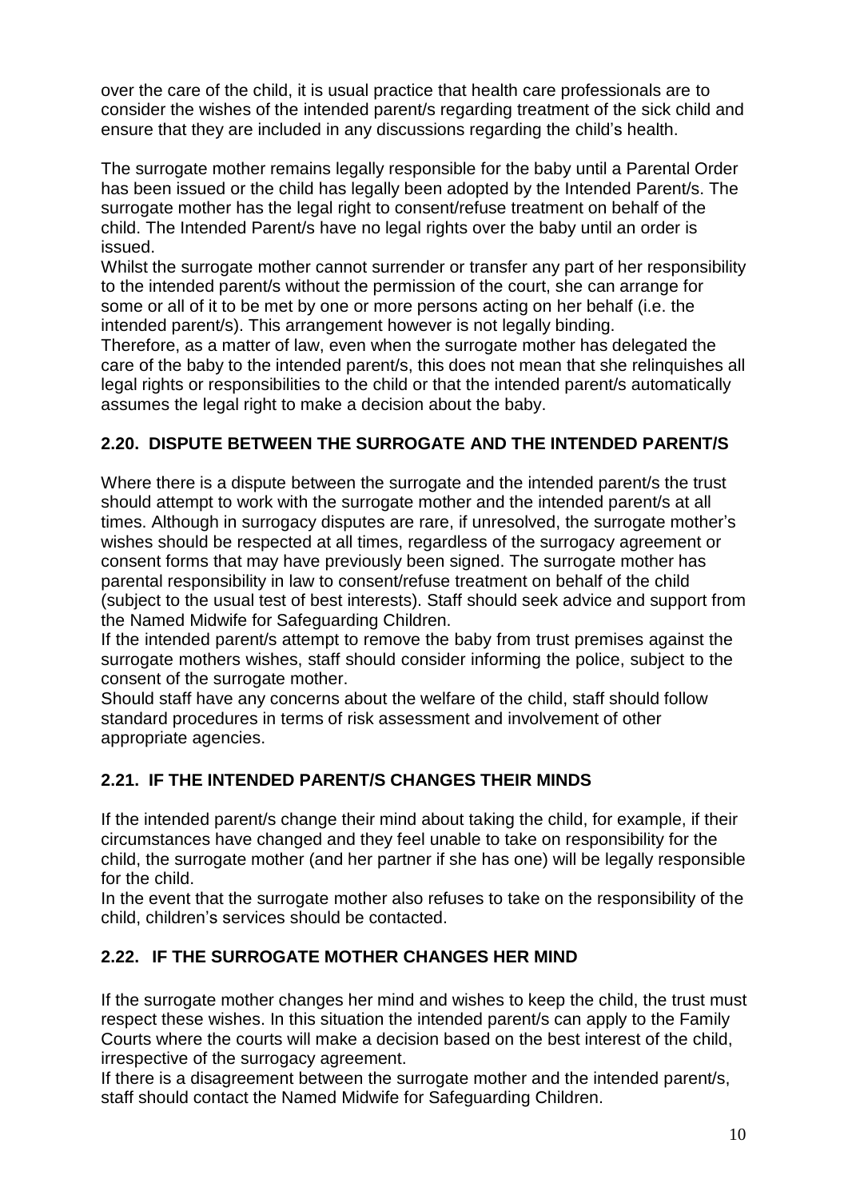over the care of the child, it is usual practice that health care professionals are to consider the wishes of the intended parent/s regarding treatment of the sick child and ensure that they are included in any discussions regarding the child's health.

The surrogate mother remains legally responsible for the baby until a Parental Order has been issued or the child has legally been adopted by the Intended Parent/s. The surrogate mother has the legal right to consent/refuse treatment on behalf of the child. The Intended Parent/s have no legal rights over the baby until an order is issued.

Whilst the surrogate mother cannot surrender or transfer any part of her responsibility to the intended parent/s without the permission of the court, she can arrange for some or all of it to be met by one or more persons acting on her behalf (i.e. the intended parent/s). This arrangement however is not legally binding.

Therefore, as a matter of law, even when the surrogate mother has delegated the care of the baby to the intended parent/s, this does not mean that she relinquishes all legal rights or responsibilities to the child or that the intended parent/s automatically assumes the legal right to make a decision about the baby.

## 2.20. DISPUTE BETWEEN THE SURROGATE AND THE INTENDED PARENT/S

Where there is a dispute between the surrogate and the intended parent/s the trust should attempt to work with the surrogate mother and the intended parent/s at all times. Although in surrogacy disputes are rare, if unresolved, the surrogate mother's wishes should be respected at all times, regardless of the surrogacy agreement or consent forms that may have previously been signed. The surrogate mother has parental responsibility in law to consent/refuse treatment on behalf of the child (subject to the usual test of best interests). Staff should seek advice and support from the Named Midwife for Safeguarding Children.

If the intended parent/s attempt to remove the baby from trust premises against the surrogate mothers wishes, staff should consider informing the police, subject to the consent of the surrogate mother.

Should staff have any concerns about the welfare of the child, staff should follow standard procedures in terms of risk assessment and involvement of other appropriate agencies.

## 2.21. IF THE INTENDED PARENT/S CHANGES THEIR MINDS

If the intended parent/s change their mind about taking the child, for example, if their circumstances have changed and they feel unable to take on responsibility for the child, the surrogate mother (and her partner if she has one) will be legally responsible for the child.

In the event that the surrogate mother also refuses to take on the responsibility of the child, children's services should be contacted.

## 2.22. IF THE SURROGATE MOTHER CHANGES HER MIND

If the surrogate mother changes her mind and wishes to keep the child, the trust must respect these wishes. In this situation the intended parent/s can apply to the Family Courts where the courts will make a decision based on the best interest of the child, irrespective of the surrogacy agreement.

If there is a disagreement between the surrogate mother and the intended parent/s, staff should contact the Named Midwife for Safeguarding Children.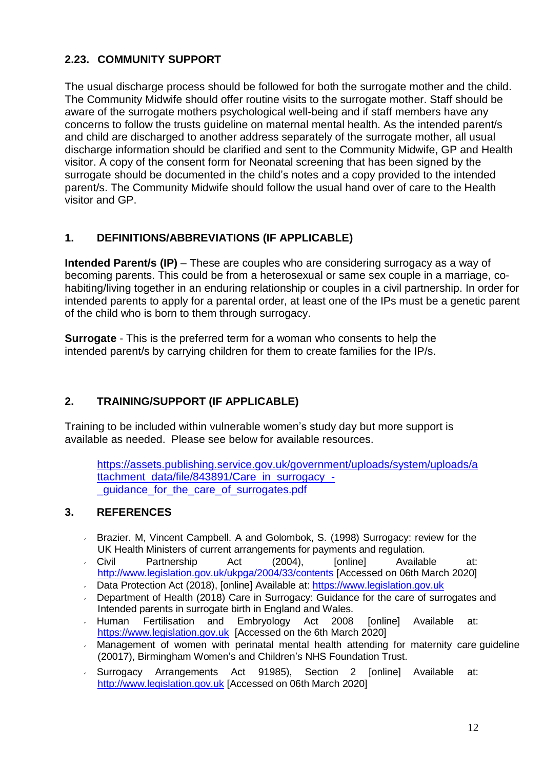### 2.23. COMMUNITY SUPPORT

The usual discharge process should be followed for both the surrogate mother and the child. The Community Midwife should offer routine visits to the surrogate mother. Staff should be aware of the surrogate mothers psychological well-being and if staff members have any concerns to follow the trusts guideline on maternal mental health. As the intended parent/s and child are discharged to another address separately of the surrogate mother, all usual discharge information should be clarified and sent to the Community Midwife, GP and Health visitor. A copy of the consent form for Neonatal screening that has been signed by the surrogate should be documented in the child's notes and a copy provided to the intended parent/s. The Community Midwife should follow the usual hand over of care to the Health visitor and GP.

## 1. DEFINITIONS/ABBREVIATIONS (IF APPLICABLE)

**Intended Parent/s (IP)** – These are couples who are considering surrogacy as a way of becoming parents. This could be from a heterosexual or same sex couple in a marriage, co-habiting/living together in an enduring relationship or couples in a civil partnership. In order for intended parents to apply for a parental order, at least one of the IPs must be a genetic parent of the child who is born to them through surrogacy.

**Surrogate** - This is the preferred term for a woman who consents to help the intended parent/s by carrying children for them to create families for the IP/s.

## 2. TRAINING/SUPPORT (IF APPLICABLE)

Training to be included within vulnerable women's study day but more support is available as needed. Please see below for available resources.

https://assets.publishing.service.gov.uk/government/uploads/system/uploads/attachment_data/file/843891/Care_in_surrogacy_-_guidance_for_the_care_of_surrogates.pdf

## 3. REFERENCES

- Brazier. M, Vincent Campbell. A and Golombok, S. (1998) Surrogacy: review for the UK Health Ministers of current arrangements for payments and regulation.
- Civil Partnership Act (2004), [online] Available at: http://www.legislation.gov.uk/ukpga/2004/33/contents [Accessed on 06th March 2020]
- Data Protection Act (2018), [online] Available at: https://www.legislation.gov.uk
- Department of Health (2018) Care in Surrogacy: Guidance for the care of surrogates and Intended parents in surrogate birth in England and Wales.
- Human Fertilisation and Embryology Act 2008 [online] Available at: https://www.legislation.gov.uk [Accessed on the 6th March 2020]
- Management of women with perinatal mental health attending for maternity care guideline (20017), Birmingham Women's and Children's NHS Foundation Trust.
- Surrogacy Arrangements Act 91985), Section 2 [online] Available at: http://www.legislation.gov.uk [Accessed on 06th March 2020]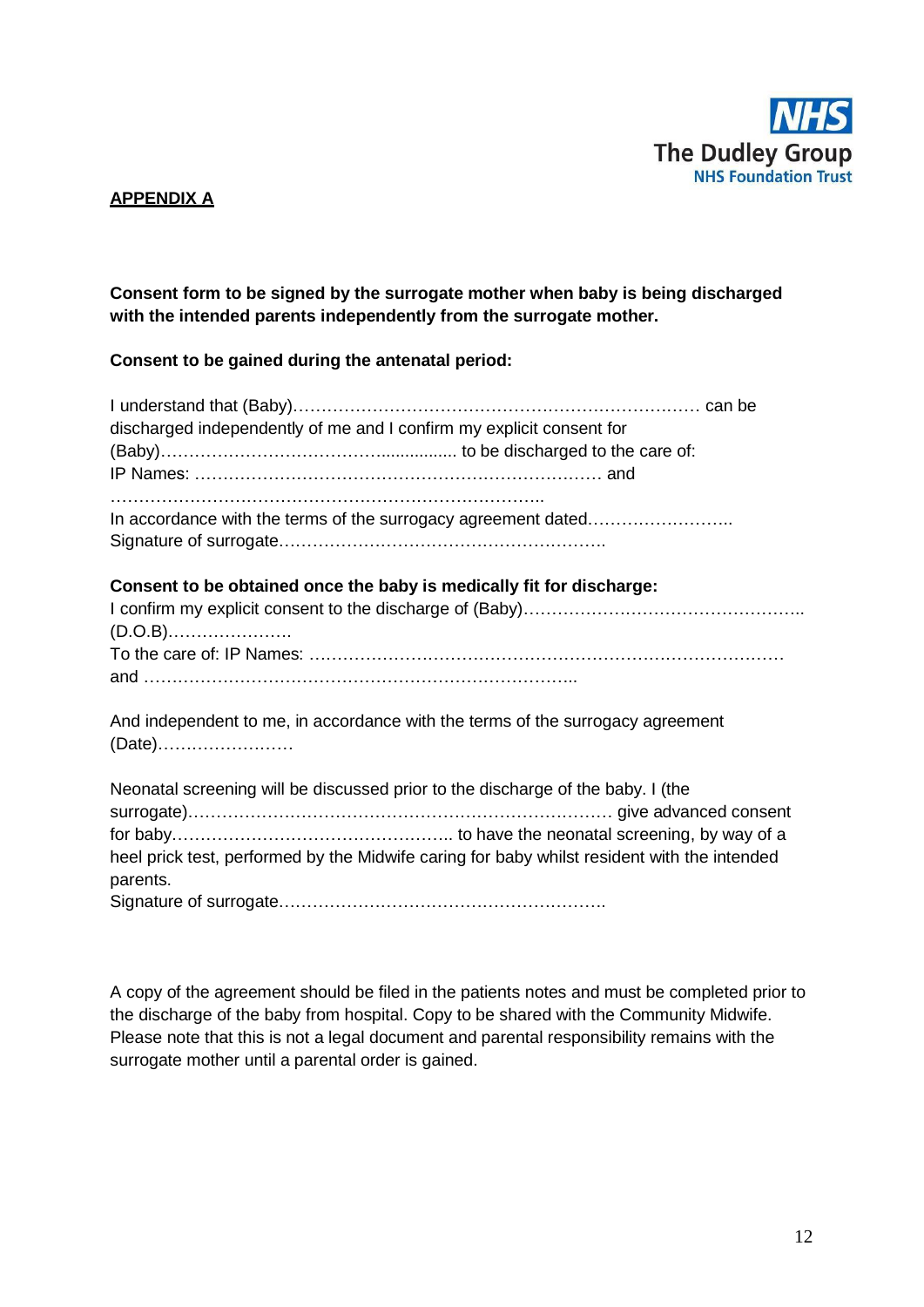**APPENDIX A**

**Consent form to be signed by the surrogate mother when baby is being discharged with the intended parents independently from the surrogate mother.**

**Consent to be gained during the antenatal period:**

I understand that (Baby)…………………………………………………………… can be discharged independently of me and I confirm my explicit consent for (Baby)………………………………............... to be discharged to the care of:
IP Names: ………………………………………………………………… and
…………………………………………………………………..
In accordance with the terms of the surrogacy agreement dated……………………..
Signature of surrogate……………………………………………………

**Consent to be obtained once the baby is medically fit for discharge:**

I confirm my explicit consent to the discharge of (Baby)…………………………………………..
(D.O.B)………………….
To the care of: IP Names: ……………………………………………………………………………
and …………………………………………………………………..

And independent to me, in accordance with the terms of the surrogacy agreement (Date)……………………

Neonatal screening will be discussed prior to the discharge of the baby. I (the surrogate)………………………………………………………………… give advanced consent for baby………………………………………….. to have the neonatal screening, by way of a heel prick test, performed by the Midwife caring for baby whilst resident with the intended parents.
Signature of surrogate…………………………………………………

A copy of the agreement should be filed in the patients notes and must be completed prior to the discharge of the baby from hospital. Copy to be shared with the Community Midwife. Please note that this is not a legal document and parental responsibility remains with the surrogate mother until a parental order is gained.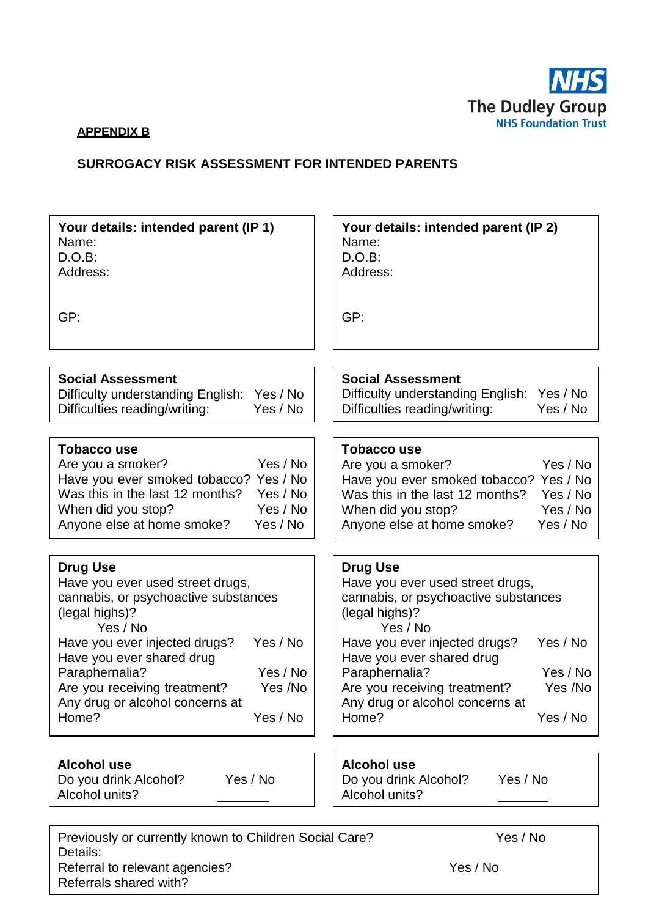NHS
The Dudley Group
NHS Foundation Trust

**APPENDIX B**

## SURROGACY RISK ASSESSMENT FOR INTENDED PARENTS

| **Your details: intended parent (IP 1)** | **Your details: intended parent (IP 2)** |
|---|---|
| Name: | Name: |
| D.O.B: | D.O.B: |
| Address: | Address: |
| GP: | GP: |

| **Social Assessment** | | **Social Assessment** | |
|---|---|---|---|
| Difficulty understanding English: | Yes / No | Difficulty understanding English: | Yes / No |
| Difficulties reading/writing: | Yes / No | Difficulties reading/writing: | Yes / No |

| **Tobacco use** | | **Tobacco use** | |
|---|---|---|---|
| Are you a smoker? | Yes / No | Are you a smoker? | Yes / No |
| Have you ever smoked tobacco? | Yes / No | Have you ever smoked tobacco? | Yes / No |
| Was this in the last 12 months? | Yes / No | Was this in the last 12 months? | Yes / No |
| When did you stop? | Yes / No | When did you stop? | Yes / No |
| Anyone else at home smoke? | Yes / No | Anyone else at home smoke? | Yes / No |

| **Drug Use** | | **Drug Use** | |
|---|---|---|---|
| Have you ever used street drugs, cannabis, or psychoactive substances (legal highs)? | Yes / No | Have you ever used street drugs, cannabis, or psychoactive substances (legal highs)? | Yes / No |
| Have you ever injected drugs? | Yes / No | Have you ever injected drugs? | Yes / No |
| Have you ever shared drug Paraphernalia? | Yes / No | Have you ever shared drug Paraphernalia? | Yes / No |
| Are you receiving treatment? | Yes /No | Are you receiving treatment? | Yes /No |
| Any drug or alcohol concerns at Home? | Yes / No | Any drug or alcohol concerns at Home? | Yes / No |

| **Alcohol use** | | **Alcohol use** | |
|---|---|---|---|
| Do you drink Alcohol? | Yes / No | Do you drink Alcohol? | Yes / No |
| Alcohol units? | ______ | Alcohol units? | ______ |

| | |
|---|---|
| Previously or currently known to Children Social Care? | Yes / No |
| Details: | |
| Referral to relevant agencies? | Yes / No |
| Referrals shared with? | |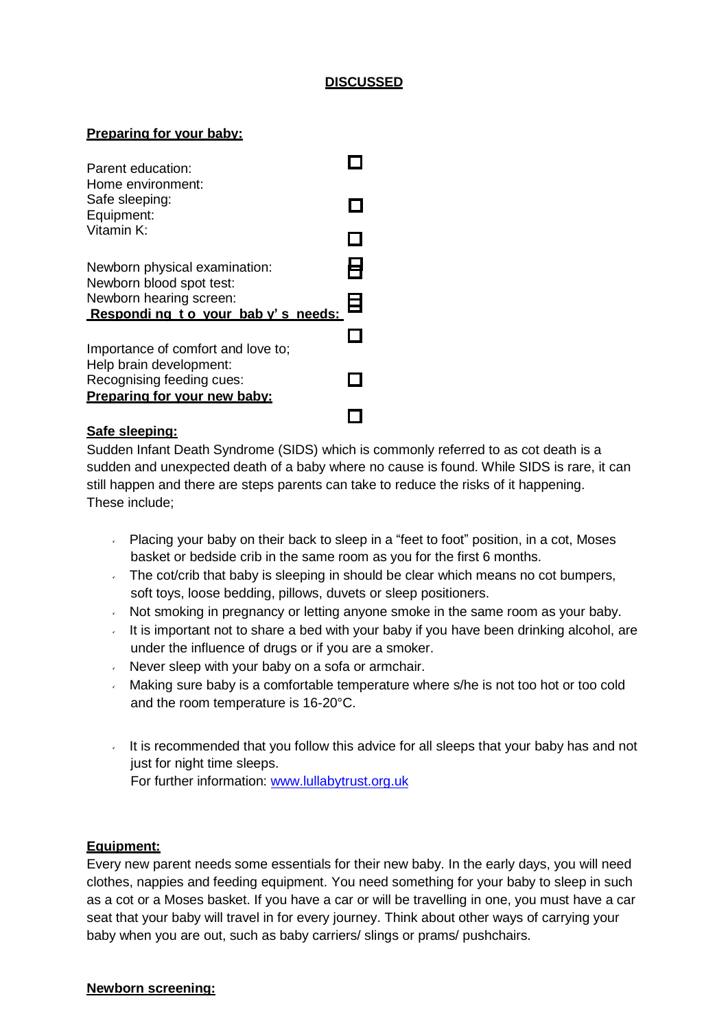**DISCUSSED**

**Preparing for your baby:**

Parent education: ☐
Home environment:
Safe sleeping: ☐
Equipment:
Vitamin K: ☐

Newborn physical examination: ☐
Newborn blood spot test:
Newborn hearing screen: ☐
**Responding to your baby's needs:**

☐

Importance of comfort and love to;
Help brain development:
Recognising feeding cues: ☐
**Preparing for your new baby:**

☐

**Safe sleeping:**

Sudden Infant Death Syndrome (SIDS) which is commonly referred to as cot death is a sudden and unexpected death of a baby where no cause is found. While SIDS is rare, it can still happen and there are steps parents can take to reduce the risks of it happening. These include;

- Placing your baby on their back to sleep in a "feet to foot" position, in a cot, Moses basket or bedside crib in the same room as you for the first 6 months.
- The cot/crib that baby is sleeping in should be clear which means no cot bumpers, soft toys, loose bedding, pillows, duvets or sleep positioners.
- Not smoking in pregnancy or letting anyone smoke in the same room as your baby.
- It is important not to share a bed with your baby if you have been drinking alcohol, are under the influence of drugs or if you are a smoker.
- Never sleep with your baby on a sofa or armchair.
- Making sure baby is a comfortable temperature where s/he is not too hot or too cold and the room temperature is 16-20°C.

- It is recommended that you follow this advice for all sleeps that your baby has and not just for night time sleeps.
  For further information: www.lullabytrust.org.uk

**Equipment:**

Every new parent needs some essentials for their new baby. In the early days, you will need clothes, nappies and feeding equipment. You need something for your baby to sleep in such as a cot or a Moses basket. If you have a car or will be travelling in one, you must have a car seat that your baby will travel in for every journey. Think about other ways of carrying your baby when you are out, such as baby carriers/ slings or prams/ pushchairs.

**Newborn screening:**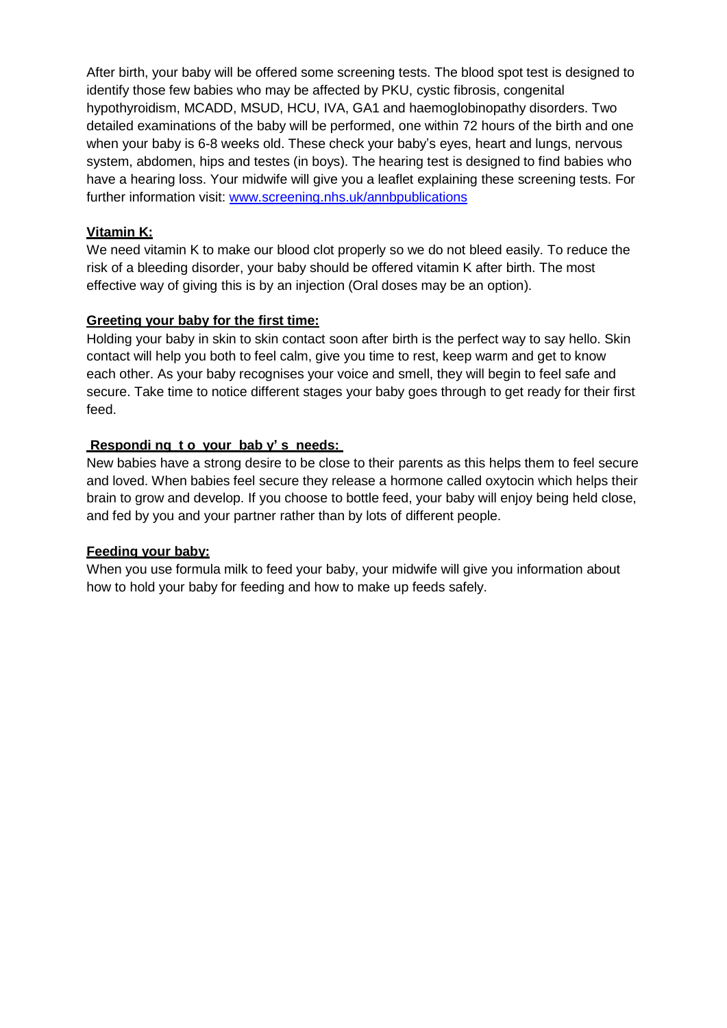After birth, your baby will be offered some screening tests. The blood spot test is designed to identify those few babies who may be affected by PKU, cystic fibrosis, congenital hypothyroidism, MCADD, MSUD, HCU, IVA, GA1 and haemoglobinopathy disorders. Two detailed examinations of the baby will be performed, one within 72 hours of the birth and one when your baby is 6-8 weeks old. These check your baby's eyes, heart and lungs, nervous system, abdomen, hips and testes (in boys). The hearing test is designed to find babies who have a hearing loss. Your midwife will give you a leaflet explaining these screening tests. For further information visit: [www.screening.nhs.uk/annbpublications](http://www.screening.nhs.uk/annbpublications)

**Vitamin K:**

We need vitamin K to make our blood clot properly so we do not bleed easily. To reduce the risk of a bleeding disorder, your baby should be offered vitamin K after birth. The most effective way of giving this is by an injection (Oral doses may be an option).

**Greeting your baby for the first time:**

Holding your baby in skin to skin contact soon after birth is the perfect way to say hello. Skin contact will help you both to feel calm, give you time to rest, keep warm and get to know each other. As your baby recognises your voice and smell, they will begin to feel safe and secure. Take time to notice different stages your baby goes through to get ready for their first feed.

**Responding to your baby's needs:**

New babies have a strong desire to be close to their parents as this helps them to feel secure and loved. When babies feel secure they release a hormone called oxytocin which helps their brain to grow and develop. If you choose to bottle feed, your baby will enjoy being held close, and fed by you and your partner rather than by lots of different people.

**Feeding your baby:**

When you use formula milk to feed your baby, your midwife will give you information about how to hold your baby for feeding and how to make up feeds safely.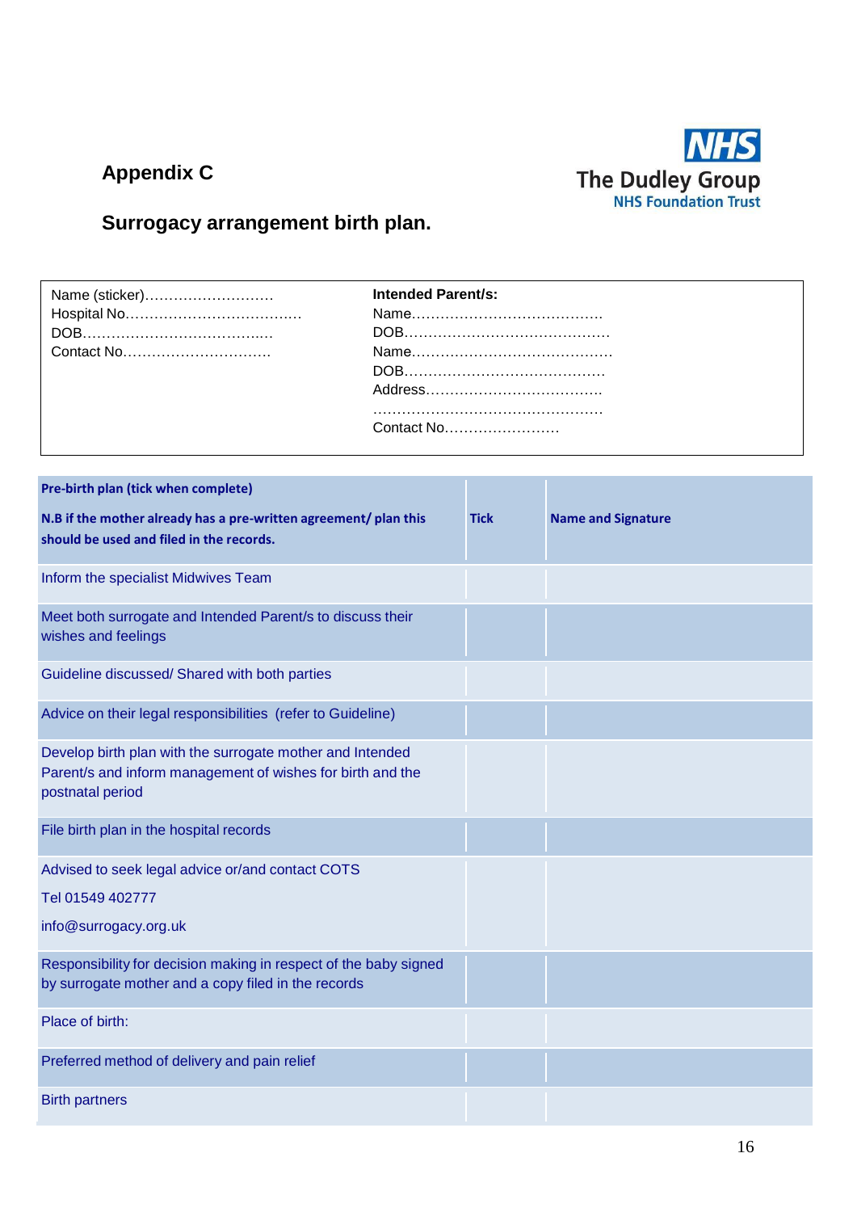# Appendix C

The Dudley Group NHS Foundation Trust

## Surrogacy arrangement birth plan.

| | |
|---|---|
| Name (sticker)……………………… | **Intended Parent/s:** |
| Hospital No……………………………… | Name………………………………… |
| DOB………………………………… | DOB…………………………………… |
| Contact No………………………… | Name…………………………………… |
| | DOB…………………………………… |
| | Address……………………………… |
| | ……………………………………… |
| | Contact No…………………… |

| **Pre-birth plan (tick when complete)**<br>**N.B if the mother already has a pre-written agreement/ plan this should be used and filed in the records.** | **Tick** | **Name and Signature** |
|---|---|---|
| Inform the specialist Midwives Team | | |
| Meet both surrogate and Intended Parent/s to discuss their wishes and feelings | | |
| Guideline discussed/ Shared with both parties | | |
| Advice on their legal responsibilities (refer to Guideline) | | |
| Develop birth plan with the surrogate mother and Intended Parent/s and inform management of wishes for birth and the postnatal period | | |
| File birth plan in the hospital records | | |
| Advised to seek legal advice or/and contact COTS<br>Tel 01549 402777<br>info@surrogacy.org.uk | | |
| Responsibility for decision making in respect of the baby signed by surrogate mother and a copy filed in the records | | |
| Place of birth: | | |
| Preferred method of delivery and pain relief | | |
| Birth partners | | |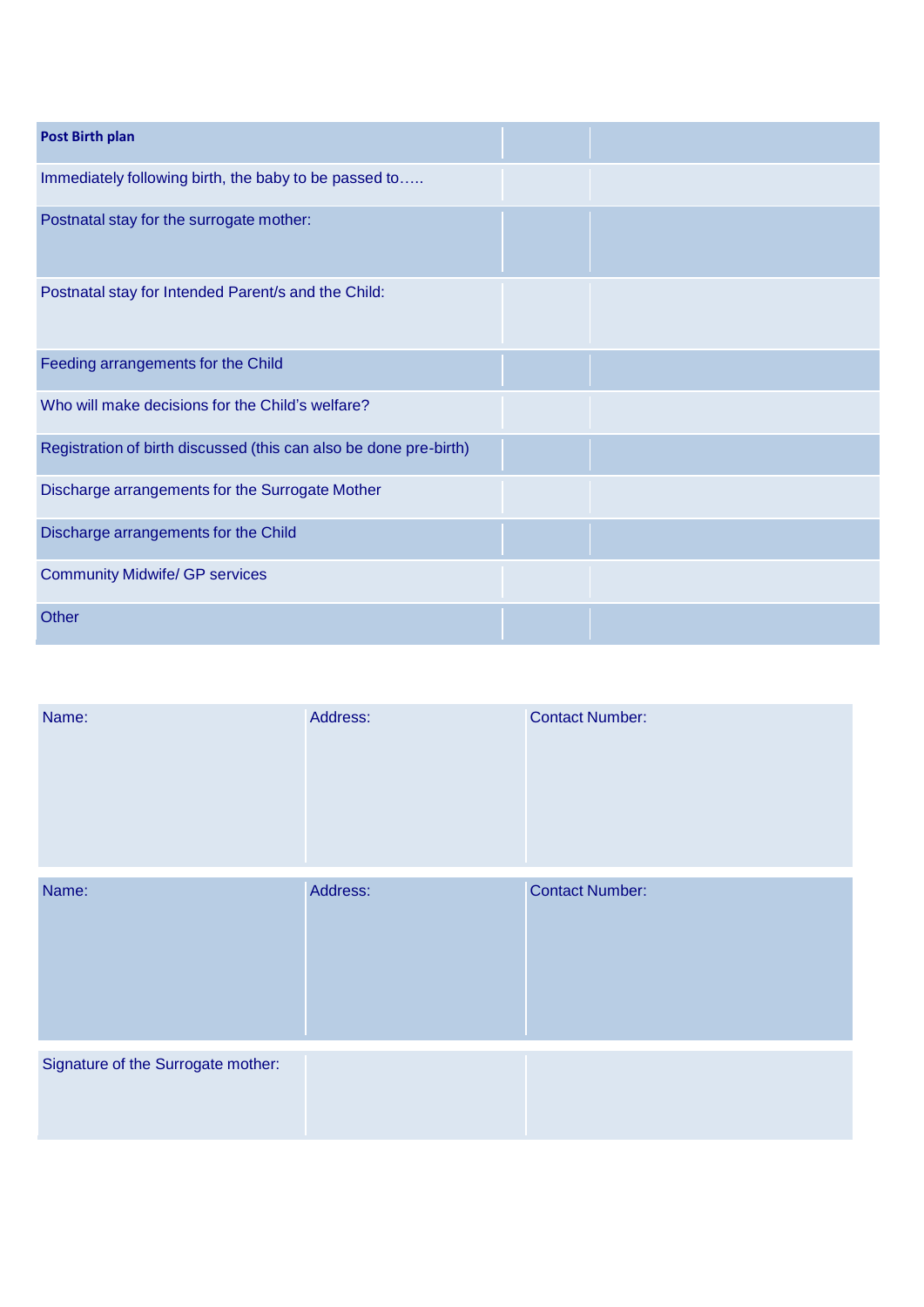| Post Birth plan | | |
|---|---|---|
| Immediately following birth, the baby to be passed to….. | | |
| Postnatal stay for the surrogate mother: | | |
| Postnatal stay for Intended Parent/s and the Child: | | |
| Feeding arrangements for the Child | | |
| Who will make decisions for the Child's welfare? | | |
| Registration of birth discussed (this can also be done pre-birth) | | |
| Discharge arrangements for the Surrogate Mother | | |
| Discharge arrangements for the Child | | |
| Community Midwife/ GP services | | |
| Other | | |

| Name: | Address: | Contact Number: |
|---|---|---|
| Name: | Address: | Contact Number: |
| Signature of the Surrogate mother: | | |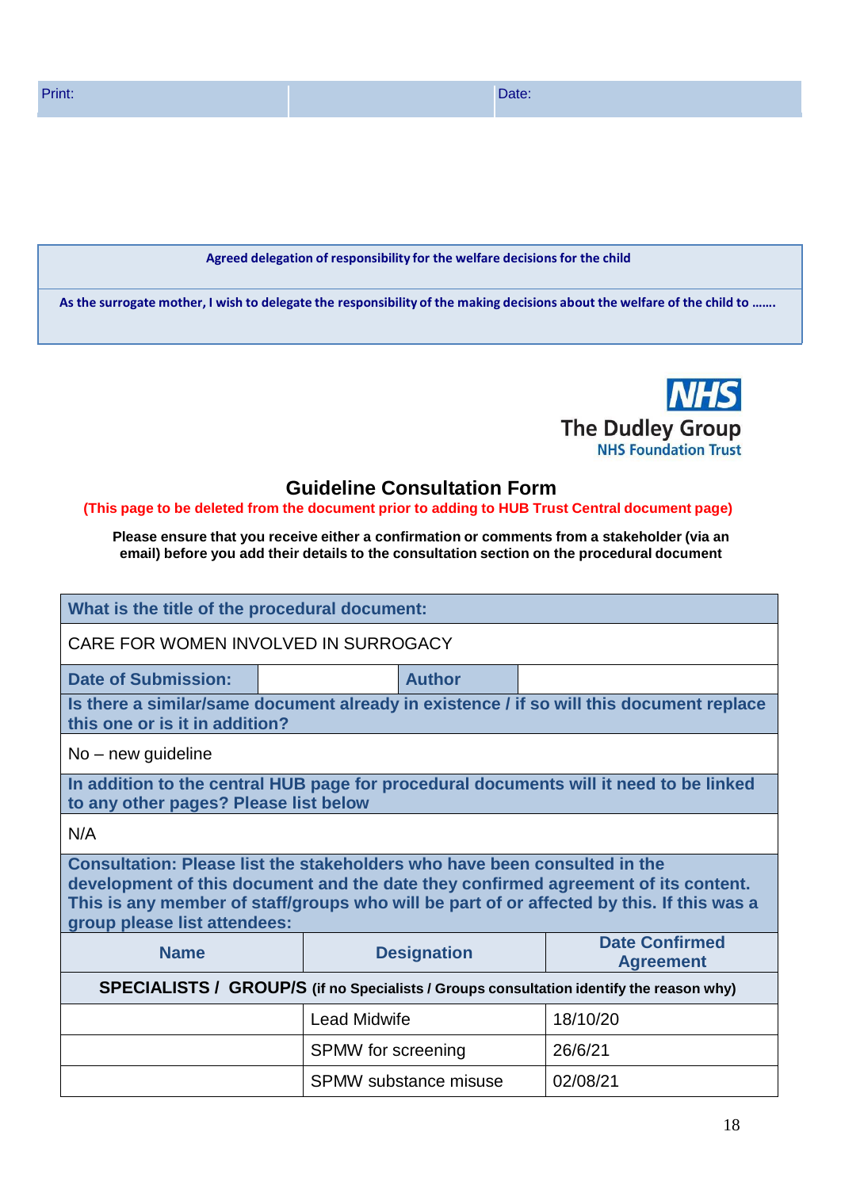| Print: | | Date: |
|---|---|---|

| Agreed delegation of responsibility for the welfare decisions for the child |
|---|
| As the surrogate mother, I wish to delegate the responsibility of the making decisions about the welfare of the child to ……. |

The Dudley Group
NHS Foundation Trust

## Guideline Consultation Form

**(This page to be deleted from the document prior to adding to HUB Trust Central document page)**

**Please ensure that you receive either a confirmation or comments from a stakeholder (via an email) before you add their details to the consultation section on the procedural document**

| **What is the title of the procedural document:** | | | |
|---|---|---|---|
| CARE FOR WOMEN INVOLVED IN SURROGACY | | | |
| **Date of Submission:** | | **Author** | |
| **Is there a similar/same document already in existence / if so will this document replace this one or is it in addition?** | | | |
| No – new guideline | | | |
| **In addition to the central HUB page for procedural documents will it need to be linked to any other pages? Please list below** | | | |
| N/A | | | |
| **Consultation: Please list the stakeholders who have been consulted in the development of this document and the date they confirmed agreement of its content. This is any member of staff/groups who will be part of or affected by this. If this was a group please list attendees:** | | | |

| Name | Designation | Date Confirmed Agreement |
|---|---|---|
| **SPECIALISTS / GROUP/S** (if no Specialists / Groups consultation identify the reason why) | | |
| | Lead Midwife | 18/10/20 |
| | SPMW for screening | 26/6/21 |
| | SPMW substance misuse | 02/08/21 |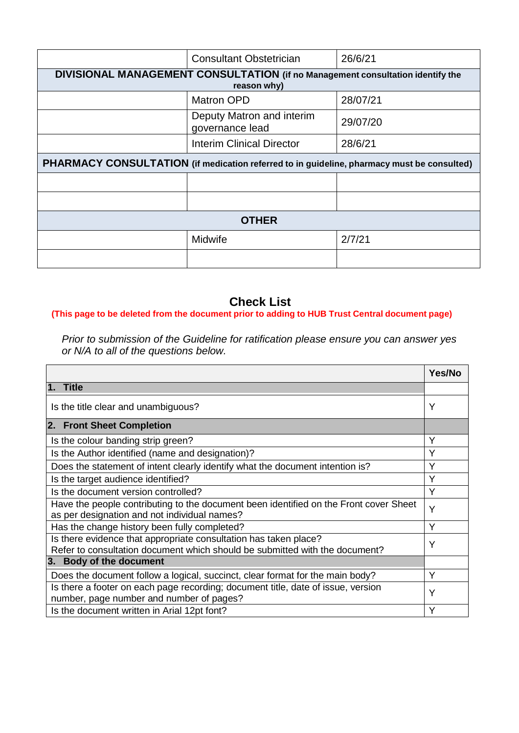| | | |
|---|---|---|
| | Consultant Obstetrician | 26/6/21 |
| **DIVISIONAL MANAGEMENT CONSULTATION (if no Management consultation identify the reason why)** | | |
| | Matron OPD | 28/07/21 |
| | Deputy Matron and interim governance lead | 29/07/20 |
| | Interim Clinical Director | 28/6/21 |
| **PHARMACY CONSULTATION (if medication referred to in guideline, pharmacy must be consulted)** | | |
| | | |
| | | |
| **OTHER** | | |
| | Midwife | 2/7/21 |
| | | |

## Check List

**(This page to be deleted from the document prior to adding to HUB Trust Central document page)**

*Prior to submission of the Guideline for ratification please ensure you can answer yes or N/A to all of the questions below.*

| | Yes/No |
|---|---|
| **1. Title** | |
| Is the title clear and unambiguous? | Y |
| **2. Front Sheet Completion** | |
| Is the colour banding strip green? | Y |
| Is the Author identified (name and designation)? | Y |
| Does the statement of intent clearly identify what the document intention is? | Y |
| Is the target audience identified? | Y |
| Is the document version controlled? | Y |
| Have the people contributing to the document been identified on the Front cover Sheet as per designation and not individual names? | Y |
| Has the change history been fully completed? | Y |
| Is there evidence that appropriate consultation has taken place? Refer to consultation document which should be submitted with the document? | Y |
| **3. Body of the document** | |
| Does the document follow a logical, succinct, clear format for the main body? | Y |
| Is there a footer on each page recording; document title, date of issue, version number, page number and number of pages? | Y |
| Is the document written in Arial 12pt font? | Y |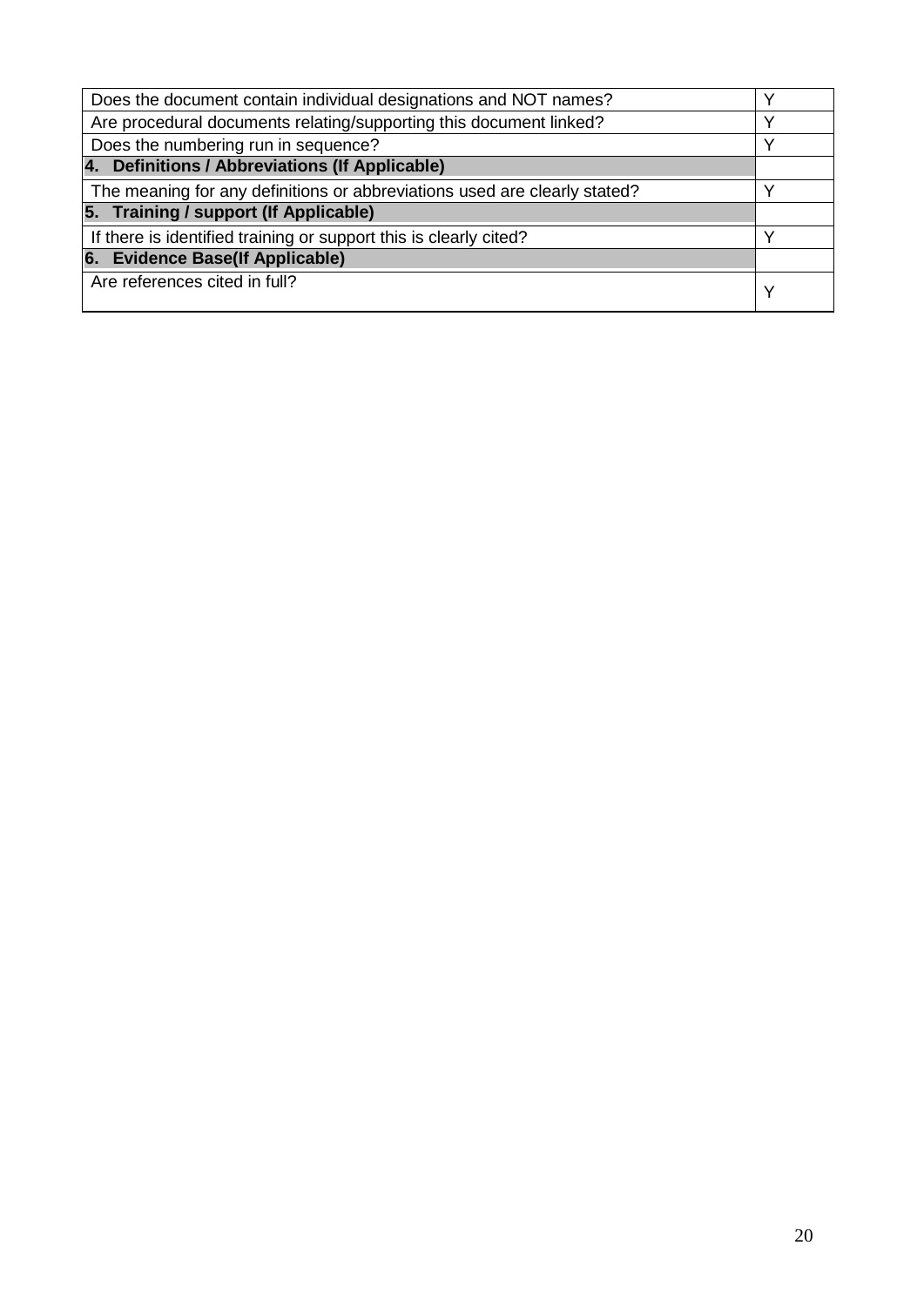| | |
|---|---|
| Does the document contain individual designations and NOT names? | Y |
| Are procedural documents relating/supporting this document linked? | Y |
| Does the numbering run in sequence? | Y |
| **4. Definitions / Abbreviations (If Applicable)** | |
| The meaning for any definitions or abbreviations used are clearly stated? | Y |
| **5. Training / support (If Applicable)** | |
| If there is identified training or support this is clearly cited? | Y |
| **6. Evidence Base(If Applicable)** | |
| Are references cited in full? | Y |